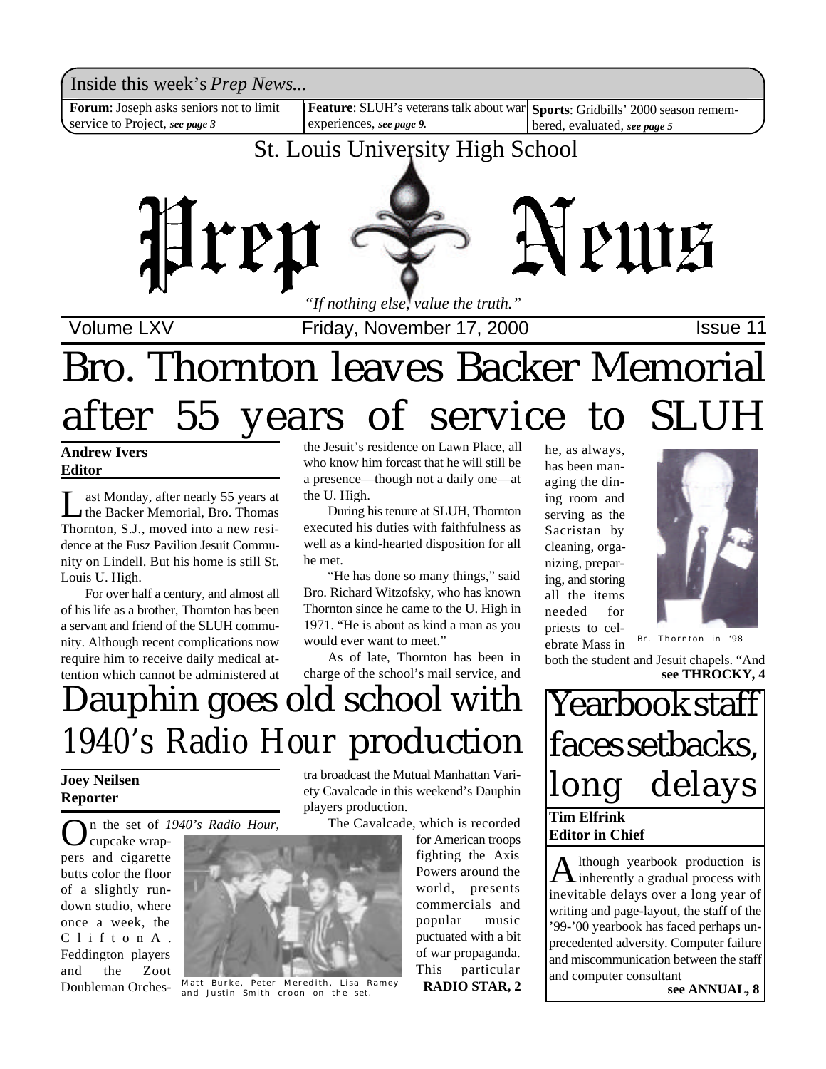Inside this week's *Prep News...*

**Forum**: Joseph asks seniors not to limit service to Project, *see page 3*

**Feature**: SLUH's veterans talk about war experiences, *see page 9.*

**Sports**: Gridbills' 2000 season remembered, evaluated, *see page 5*

St. Louis University High School

# Prep News

*"If nothing else, value the truth."*

Volume LXV | Friday, November 17, 2000 | Issue 11

# Bro. Thornton leaves Backer Memorial after 55 years of service to SLUH

**Andrew Ivers**
**Editor**

Last Monday, after nearly 55 years at the Backer Memorial, Bro. Thomas Thornton, S.J., moved into a new residence at the Fusz Pavilion Jesuit Community on Lindell. But his home is still St. Louis U. High.

For over half a century, and almost all of his life as a brother, Thornton has been a servant and friend of the SLUH community. Although recent complications now require him to receive daily medical attention which cannot be administered at the Jesuit's residence on Lawn Place, all who know him forcast that he will still be a presence—though not a daily one—at the U. High.

During his tenure at SLUH, Thornton executed his duties with faithfulness as well as a kind-hearted disposition for all he met.

"He has done so many things," said Bro. Richard Witzofsky, who has known Thornton since he came to the U. High in 1971. "He is about as kind a man as you would ever want to meet."

As of late, Thornton has been in charge of the school's mail service, and he, as always, has been managing the dining room and serving as the Sacristan by cleaning, organizing, preparing, and storing all the items needed for priests to celebrate Mass in both the student and Jesuit chapels. "And

Br. Thornton in '98

**see THROCKY, 4**

# Dauphin goes old school with *1940's Radio Hour* production

**Joey Neilsen**
**Reporter**

On the set of *1940's Radio Hour*, cupcake wrappers and cigarette butts color the floor of a slightly run-down studio, where once a week, the Clifton A. Feddington players and the Zoot Doubleman Orchestra broadcast the Mutual Manhattan Variety Cavalcade in this weekend's Dauphin players production.

The Cavalcade, which is recorded for American troops fighting the Axis Powers around the world, presents commercials and popular music puctuated with a bit of war propaganda. This particular

Matt Burke, Peter Meredith, Lisa Ramey and Justin Smith croon on the set.

**RADIO STAR, 2**

# Yearbook staff faces setbacks, long delays

**Tim Elfrink**
**Editor in Chief**

Although yearbook production is inherently a gradual process with inevitable delays over a long year of writing and page-layout, the staff of the '99-'00 yearbook has faced perhaps unprecedented adversity. Computer failure and miscommunication between the staff and computer consultant

**see ANNUAL, 8**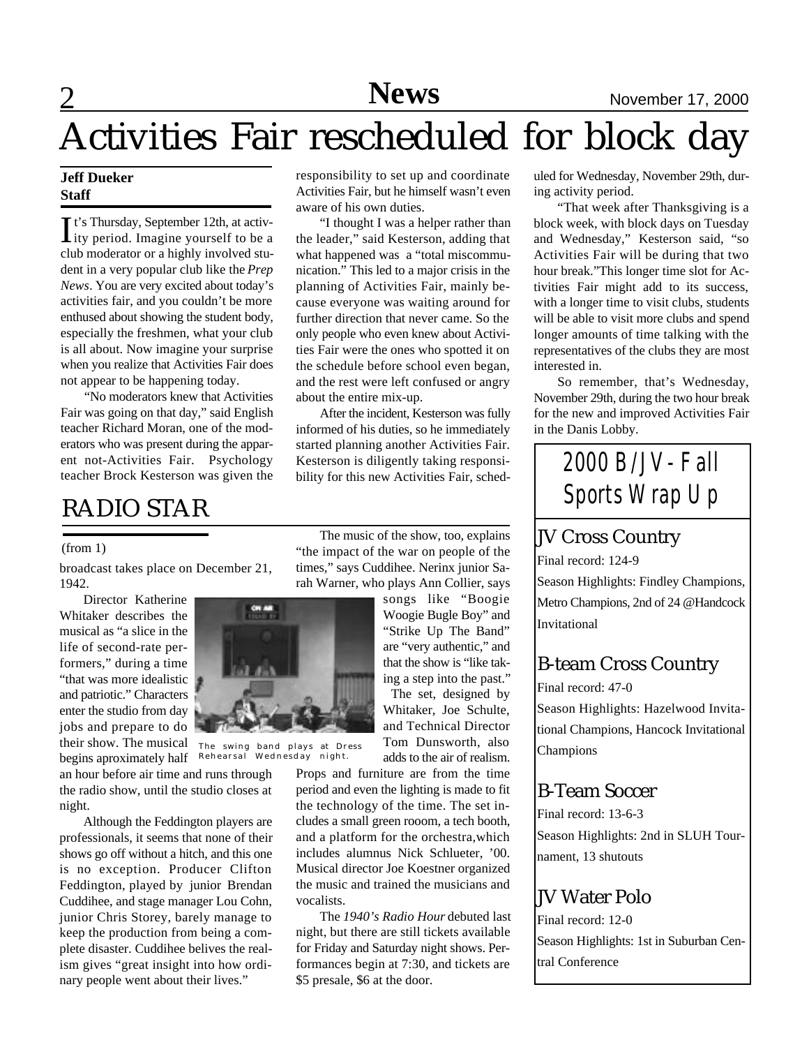# Activities Fair rescheduled for block day

**Jeff Dueker**
**Staff**

It's Thursday, September 12th, at activity period. Imagine yourself to be a club moderator or a highly involved student in a very popular club like the *Prep News*. You are very excited about today's activities fair, and you couldn't be more enthused about showing the student body, especially the freshmen, what your club is all about. Now imagine your surprise when you realize that Activities Fair does not appear to be happening today.

"No moderators knew that Activities Fair was going on that day," said English teacher Richard Moran, one of the moderators who was present during the apparent not-Activities Fair. Psychology teacher Brock Kesterson was given the responsibility to set up and coordinate Activities Fair, but he himself wasn't even aware of his own duties.

"I thought I was a helper rather than the leader," said Kesterson, adding that what happened was a "total miscommunication." This led to a major crisis in the planning of Activities Fair, mainly because everyone was waiting around for further direction that never came. So the only people who even knew about Activities Fair were the ones who spotted it on the schedule before school even began, and the rest were left confused or angry about the entire mix-up.

After the incident, Kesterson was fully informed of his duties, so he immediately started planning another Activities Fair. Kesterson is diligently taking responsibility for this new Activities Fair, scheduled for Wednesday, November 29th, during activity period.

"That week after Thanksgiving is a block week, with block days on Tuesday and Wednesday," Kesterson said, "so Activities Fair will be during that two hour break."This longer time slot for Activities Fair might add to its success, with a longer time to visit clubs, students will be able to visit more clubs and spend longer amounts of time talking with the representatives of the clubs they are most interested in.

So remember, that's Wednesday, November 29th, during the two hour break for the new and improved Activities Fair in the Danis Lobby.

## RADIO STAR

(from 1)

broadcast takes place on December 21, 1942.

Director Katherine Whitaker describes the musical as "a slice in the life of second-rate performers," during a time "that was more idealistic and patriotic." Characters enter the studio from day jobs and prepare to do their show. The musical begins aproximately half an hour before air time and runs through the radio show, until the studio closes at night.

The swing band plays at Dress Rehearsal Wednesday night.

Although the Feddington players are professionals, it seems that none of their shows go off without a hitch, and this one is no exception. Producer Clifton Feddington, played by junior Brendan Cuddihee, and stage manager Lou Cohn, junior Chris Storey, barely manage to keep the production from being a complete disaster. Cuddihee belives the realism gives "great insight into how ordinary people went about their lives."

The music of the show, too, explains "the impact of the war on people of the times," says Cuddihee. Nerinx junior Sarah Warner, who plays Ann Collier, says songs like "Boogie Woogie Bugle Boy" and "Strike Up The Band" are "very authentic," and that the show is "like taking a step into the past."

The set, designed by Whitaker, Joe Schulte, and Technical Director Tom Dunsworth, also adds to the air of realism. Props and furniture are from the time period and even the lighting is made to fit the technology of the time. The set includes a small green rooom, a tech booth, and a platform for the orchestra,which includes alumnus Nick Schlueter, '00. Musical director Joe Koestner organized the music and trained the musicians and vocalists.

The *1940's Radio Hour* debuted last night, but there are still tickets available for Friday and Saturday night shows. Performances begin at 7:30, and tickets are $5 presale, $6 at the door.

## 2000 B/JV-Fall Sports Wrap Up

### JV Cross Country

Final record: 124-9

Season Highlights: Findley Champions, Metro Champions, 2nd of 24 @Handcock Invitational

### B-team Cross Country

Final record: 47-0

Season Highlights: Hazelwood Invitational Champions, Hancock Invitational Champions

### B-Team Soccer

Final record: 13-6-3

Season Highlights: 2nd in SLUH Tournament, 13 shutouts

### JV Water Polo

Final record: 12-0

Season Highlights: 1st in Suburban Central Conference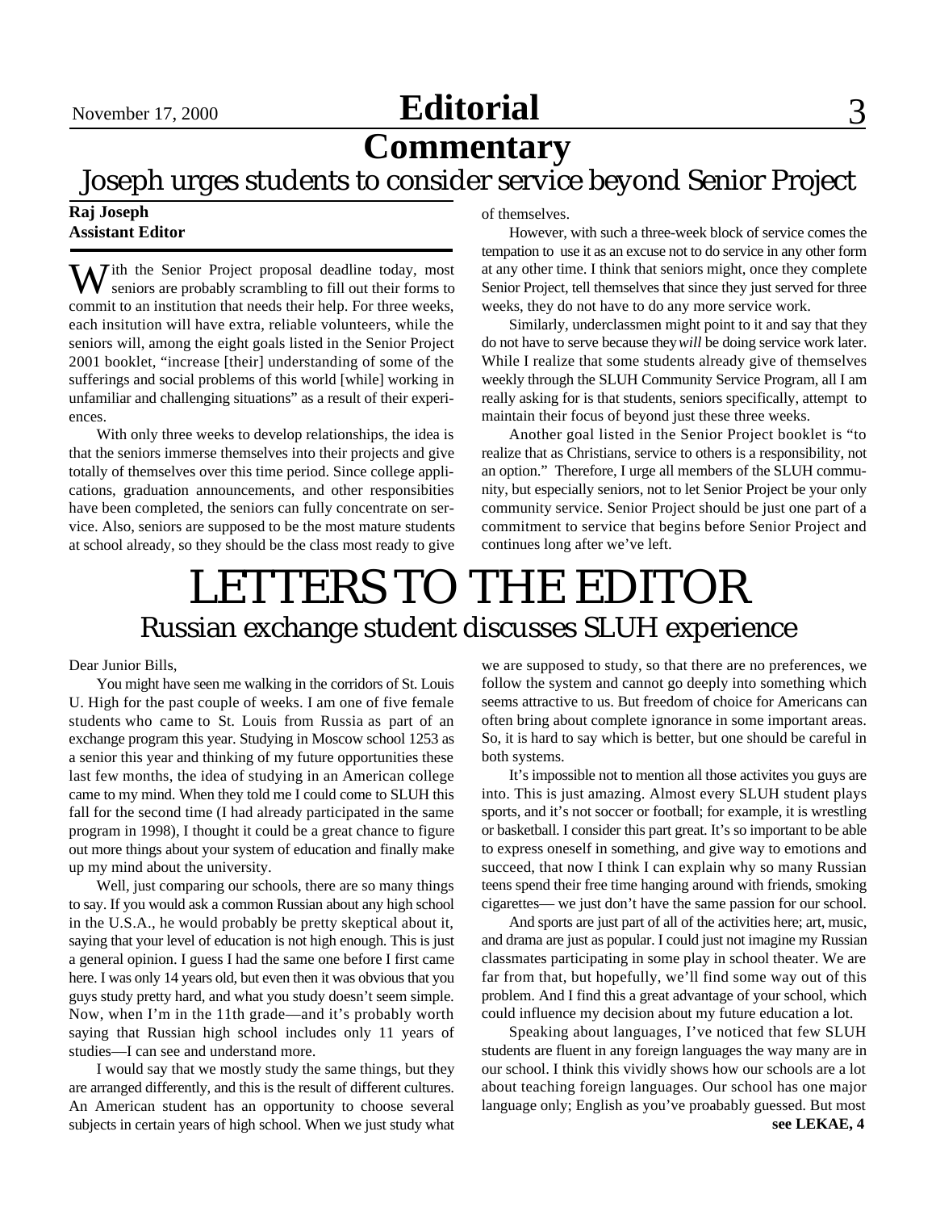# Editorial

## Commentary

### Joseph urges students to consider service beyond Senior Project

**Raj Joseph**
**Assistant Editor**

With the Senior Project proposal deadline today, most seniors are probably scrambling to fill out their forms to commit to an institution that needs their help. For three weeks, each insitution will have extra, reliable volunteers, while the seniors will, among the eight goals listed in the Senior Project 2001 booklet, "increase [their] understanding of some of the sufferings and social problems of this world [while] working in unfamiliar and challenging situations" as a result of their experiences.

With only three weeks to develop relationships, the idea is that the seniors immerse themselves into their projects and give totally of themselves over this time period. Since college applications, graduation announcements, and other responsibilities have been completed, the seniors can fully concentrate on service. Also, seniors are supposed to be the most mature students at school already, so they should be the class most ready to give of themselves.

However, with such a three-week block of service comes the tempation to use it as an excuse not to do service in any other form at any other time. I think that seniors might, once they complete Senior Project, tell themselves that since they just served for three weeks, they do not have to do any more service work.

Similarly, underclassmen might point to it and say that they do not have to serve because they *will* be doing service work later. While I realize that some students already give of themselves weekly through the SLUH Community Service Program, all I am really asking for is that students, seniors specifically, attempt to maintain their focus of beyond just these three weeks.

Another goal listed in the Senior Project booklet is "to realize that as Christians, service to others is a responsibility, not an option." Therefore, I urge all members of the SLUH community, but especially seniors, not to let Senior Project be your only community service. Senior Project should be just one part of a commitment to service that begins before Senior Project and continues long after we've left.

# LETTERS TO THE EDITOR

## Russian exchange student discusses SLUH experience

Dear Junior Bills,

You might have seen me walking in the corridors of St. Louis U. High for the past couple of weeks. I am one of five female students who came to St. Louis from Russia as part of an exchange program this year. Studying in Moscow school 1253 as a senior this year and thinking of my future opportunities these last few months, the idea of studying in an American college came to my mind. When they told me I could come to SLUH this fall for the second time (I had already participated in the same program in 1998), I thought it could be a great chance to figure out more things about your system of education and finally make up my mind about the university.

Well, just comparing our schools, there are so many things to say. If you would ask a common Russian about any high school in the U.S.A., he would probably be pretty skeptical about it, saying that your level of education is not high enough. This is just a general opinion. I guess I had the same one before I first came here. I was only 14 years old, but even then it was obvious that you guys study pretty hard, and what you study doesn't seem simple. Now, when I'm in the 11th grade—and it's probably worth saying that Russian high school includes only 11 years of studies—I can see and understand more.

I would say that we mostly study the same things, but they are arranged differently, and this is the result of different cultures. An American student has an opportunity to choose several subjects in certain years of high school. When we just study what we are supposed to study, so that there are no preferences, we follow the system and cannot go deeply into something which seems attractive to us. But freedom of choice for Americans can often bring about complete ignorance in some important areas. So, it is hard to say which is better, but one should be careful in both systems.

It's impossible not to mention all those activites you guys are into. This is just amazing. Almost every SLUH student plays sports, and it's not soccer or football; for example, it is wrestling or basketball. I consider this part great. It's so important to be able to express oneself in something, and give way to emotions and succeed, that now I think I can explain why so many Russian teens spend their free time hanging around with friends, smoking cigarettes— we just don't have the same passion for our school.

And sports are just part of all of the activities here; art, music, and drama are just as popular. I could just not imagine my Russian classmates participating in some play in school theater. We are far from that, but hopefully, we'll find some way out of this problem. And I find this a great advantage of your school, which could influence my decision about my future education a lot.

Speaking about languages, I've noticed that few SLUH students are fluent in any foreign languages the way many are in our school. I think this vividly shows how our schools are a lot about teaching foreign languages. Our school has one major language only; English as you've proabably guessed. But most

**see LEKAE, 4**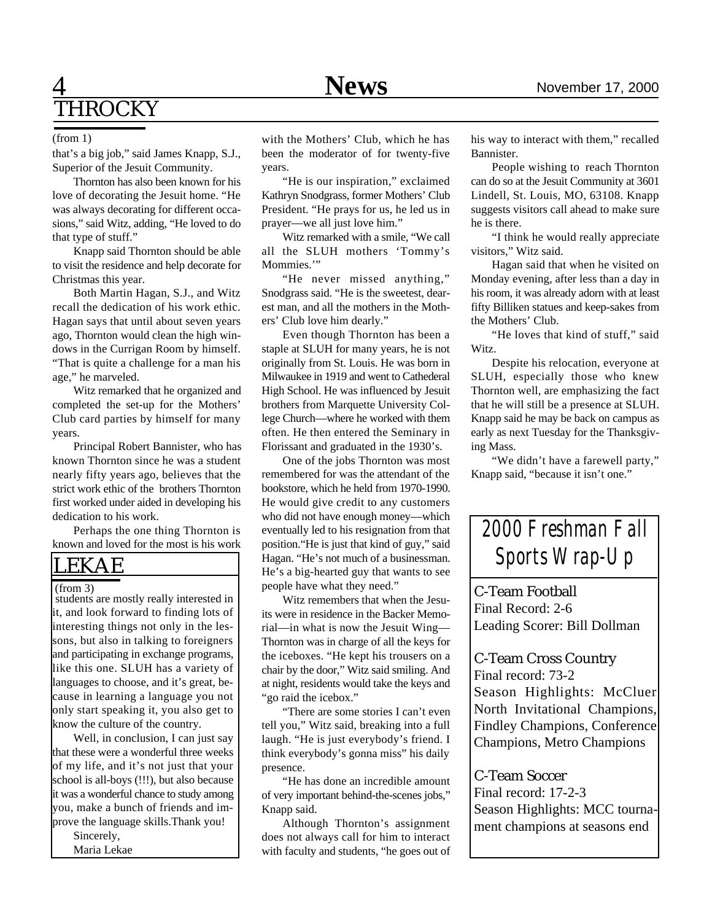## THROCKY

(from 1)

that's a big job," said James Knapp, S.J., Superior of the Jesuit Community.

Thornton has also been known for his love of decorating the Jesuit home. "He was always decorating for different occasions," said Witz, adding, "He loved to do that type of stuff."

Knapp said Thornton should be able to visit the residence and help decorate for Christmas this year.

Both Martin Hagan, S.J., and Witz recall the dedication of his work ethic. Hagan says that until about seven years ago, Thornton would clean the high windows in the Currigan Room by himself. "That is quite a challenge for a man his age," he marveled.

Witz remarked that he organized and completed the set-up for the Mothers' Club card parties by himself for many years.

Principal Robert Bannister, who has known Thornton since he was a student nearly fifty years ago, believes that the strict work ethic of the brothers Thornton first worked under aided in developing his dedication to his work.

Perhaps the one thing Thornton is known and loved for the most is his work with the Mothers' Club, which he has been the moderator of for twenty-five years.

"He is our inspiration," exclaimed Kathryn Snodgrass, former Mothers' Club President. "He prays for us, he led us in prayer—we all just love him."

Witz remarked with a smile, "We call all the SLUH mothers 'Tommy's Mommies.'"

"He never missed anything," Snodgrass said. "He is the sweetest, dearest man, and all the mothers in the Mothers' Club love him dearly."

Even though Thornton has been a staple at SLUH for many years, he is not originally from St. Louis. He was born in Milwaukee in 1919 and went to Cathederal High School. He was influenced by Jesuit brothers from Marquette University College Church—where he worked with them often. He then entered the Seminary in Florissant and graduated in the 1930's.

One of the jobs Thornton was most remembered for was the attendant of the bookstore, which he held from 1970-1990. He would give credit to any customers who did not have enough money—which eventually led to his resignation from that position."He is just that kind of guy," said Hagan. "He's not much of a businessman. He's a big-hearted guy that wants to see people have what they need."

Witz remembers that when the Jesuits were in residence in the Backer Memorial—in what is now the Jesuit Wing—Thornton was in charge of all the keys for the iceboxes. "He kept his trousers on a chair by the door," Witz said smiling. And at night, residents would take the keys and "go raid the icebox."

"There are some stories I can't even tell you," Witz said, breaking into a full laugh. "He is just everybody's friend. I think everybody's gonna miss" his daily presence.

"He has done an incredible amount of very important behind-the-scenes jobs," Knapp said.

Although Thornton's assignment does not always call for him to interact with faculty and students, "he goes out of his way to interact with them," recalled Bannister.

People wishing to reach Thornton can do so at the Jesuit Community at 3601 Lindell, St. Louis, MO, 63108. Knapp suggests visitors call ahead to make sure he is there.

"I think he would really appreciate visitors," Witz said.

Hagan said that when he visited on Monday evening, after less than a day in his room, it was already adorn with at least fifty Billiken statues and keep-sakes from the Mothers' Club.

"He loves that kind of stuff," said Witz.

Despite his relocation, everyone at SLUH, especially those who knew Thornton well, are emphasizing the fact that he will still be a presence at SLUH. Knapp said he may be back on campus as early as next Tuesday for the Thanksgiving Mass.

"We didn't have a farewell party," Knapp said, "because it isn't one."

## LEKAE

(from 3)

students are mostly really interested in it, and look forward to finding lots of interesting things not only in the lessons, but also in talking to foreigners and participating in exchange programs, like this one. SLUH has a variety of languages to choose, and it's great, because in learning a language you not only start speaking it, you also get to know the culture of the country.

Well, in conclusion, I can just say that these were a wonderful three weeks of my life, and it's not just that your school is all-boys (!!!), but also because it was a wonderful chance to study among you, make a bunch of friends and improve the language skills.Thank you!

Sincerely,
Maria Lekae

## 2000 Freshman Fall Sports Wrap-Up

**C-Team Football**
Final Record: 2-6
Leading Scorer: Bill Dollman

**C-Team Cross Country**
Final record: 73-2
Season Highlights: McCluer North Invitational Champions, Findley Champions, Conference Champions, Metro Champions

**C-Team Soccer**
Final record: 17-2-3
Season Highlights: MCC tournament champions at seasons end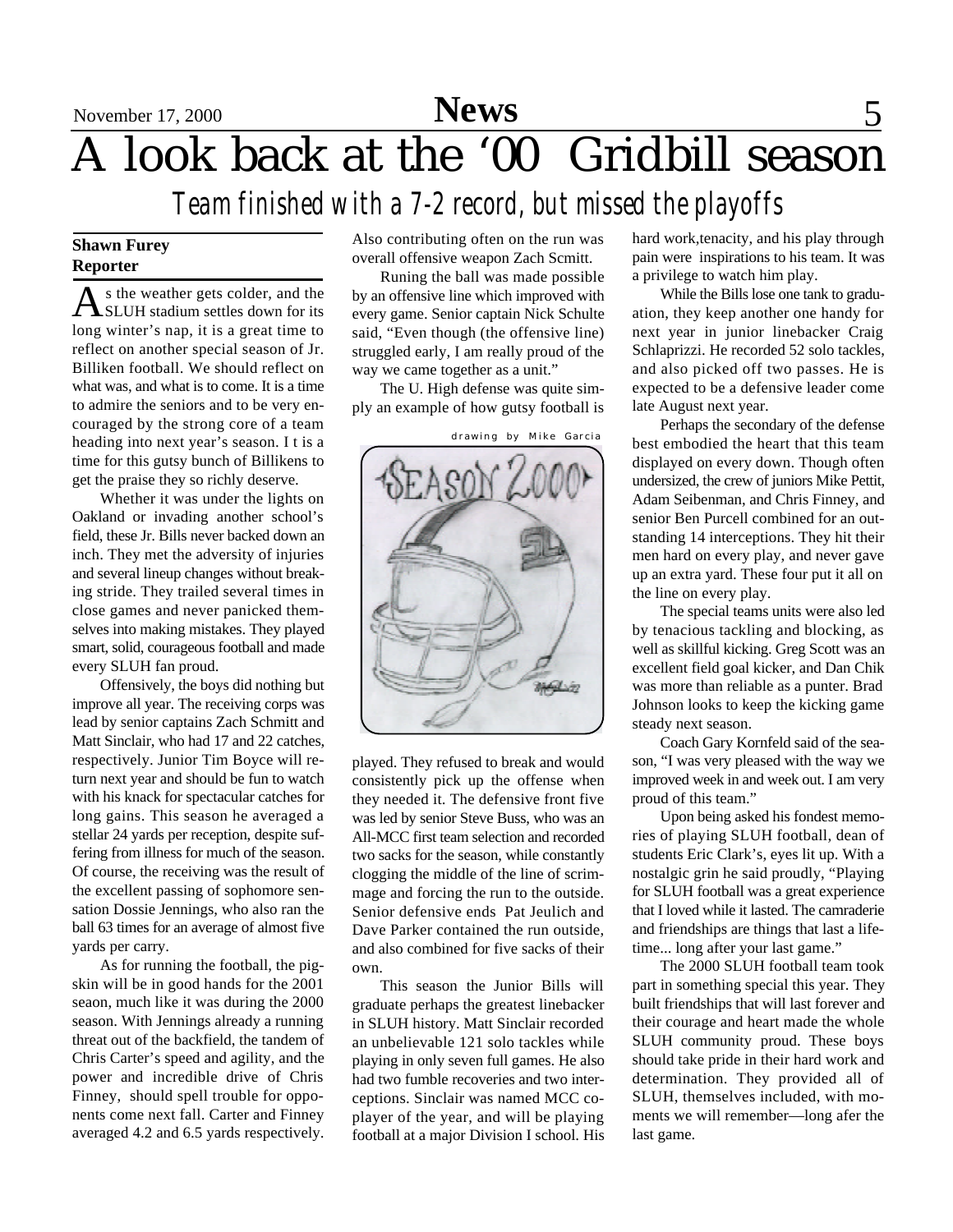# A look back at the '00 Gridbill season

## Team finished with a 7-2 record, but missed the playoffs

**Shawn Furey**
**Reporter**

As the weather gets colder, and the SLUH stadium settles down for its long winter's nap, it is a great time to reflect on another special season of Jr. Billiken football. We should reflect on what was, and what is to come. It is a time to admire the seniors and to be very encouraged by the strong core of a team heading into next year's season. I t is a time for this gutsy bunch of Billikens to get the praise they so richly deserve.

Whether it was under the lights on Oakland or invading another school's field, these Jr. Bills never backed down an inch. They met the adversity of injuries and several lineup changes without breaking stride. They trailed several times in close games and never panicked themselves into making mistakes. They played smart, solid, courageous football and made every SLUH fan proud.

Offensively, the boys did nothing but improve all year. The receiving corps was lead by senior captains Zach Schmitt and Matt Sinclair, who had 17 and 22 catches, respectively. Junior Tim Boyce will return next year and should be fun to watch with his knack for spectacular catches for long gains. This season he averaged a stellar 24 yards per reception, despite suffering from illness for much of the season. Of course, the receiving was the result of the excellent passing of sophomore sensation Dossie Jennings, who also ran the ball 63 times for an average of almost five yards per carry.

As for running the football, the pigskin will be in good hands for the 2001 seaon, much like it was during the 2000 season. With Jennings already a running threat out of the backfield, the tandem of Chris Carter's speed and agility, and the power and incredible drive of Chris Finney, should spell trouble for opponents come next fall. Carter and Finney averaged 4.2 and 6.5 yards respectively. Also contributing often on the run was overall offensive weapon Zach Scmitt.

Runing the ball was made possible by an offensive line which improved with every game. Senior captain Nick Schulte said, "Even though (the offensive line) struggled early, I am really proud of the way we came together as a unit."

The U. High defense was quite simply an example of how gutsy football is played. They refused to break and would consistently pick up the offense when they needed it. The defensive front five was led by senior Steve Buss, who was an All-MCC first team selection and recorded two sacks for the season, while constantly clogging the middle of the line of scrimmage and forcing the run to the outside. Senior defensive ends Pat Jeulich and Dave Parker contained the run outside, and also combined for five sacks of their own.

drawing by Mike Garcia

This season the Junior Bills will graduate perhaps the greatest linebacker in SLUH history. Matt Sinclair recorded an unbelievable 121 solo tackles while playing in only seven full games. He also had two fumble recoveries and two interceptions. Sinclair was named MCC co-player of the year, and will be playing football at a major Division I school. His hard work,tenacity, and his play through pain were inspirations to his team. It was a privilege to watch him play.

While the Bills lose one tank to graduation, they keep another one handy for next year in junior linebacker Craig Schlaprizzi. He recorded 52 solo tackles, and also picked off two passes. He is expected to be a defensive leader come late August next year.

Perhaps the secondary of the defense best embodied the heart that this team displayed on every down. Though often undersized, the crew of juniors Mike Pettit, Adam Seibenman, and Chris Finney, and senior Ben Purcell combined for an outstanding 14 interceptions. They hit their men hard on every play, and never gave up an extra yard. These four put it all on the line on every play.

The special teams units were also led by tenacious tackling and blocking, as well as skillful kicking. Greg Scott was an excellent field goal kicker, and Dan Chik was more than reliable as a punter. Brad Johnson looks to keep the kicking game steady next season.

Coach Gary Kornfeld said of the season, "I was very pleased with the way we improved week in and week out. I am very proud of this team."

Upon being asked his fondest memories of playing SLUH football, dean of students Eric Clark's, eyes lit up. With a nostalgic grin he said proudly, "Playing for SLUH football was a great experience that I loved while it lasted. The camraderie and friendships are things that last a lifetime... long after your last game."

The 2000 SLUH football team took part in something special this year. They built friendships that will last forever and their courage and heart made the whole SLUH community proud. These boys should take pride in their hard work and determination. They provided all of SLUH, themselves included, with moments we will remember—long afer the last game.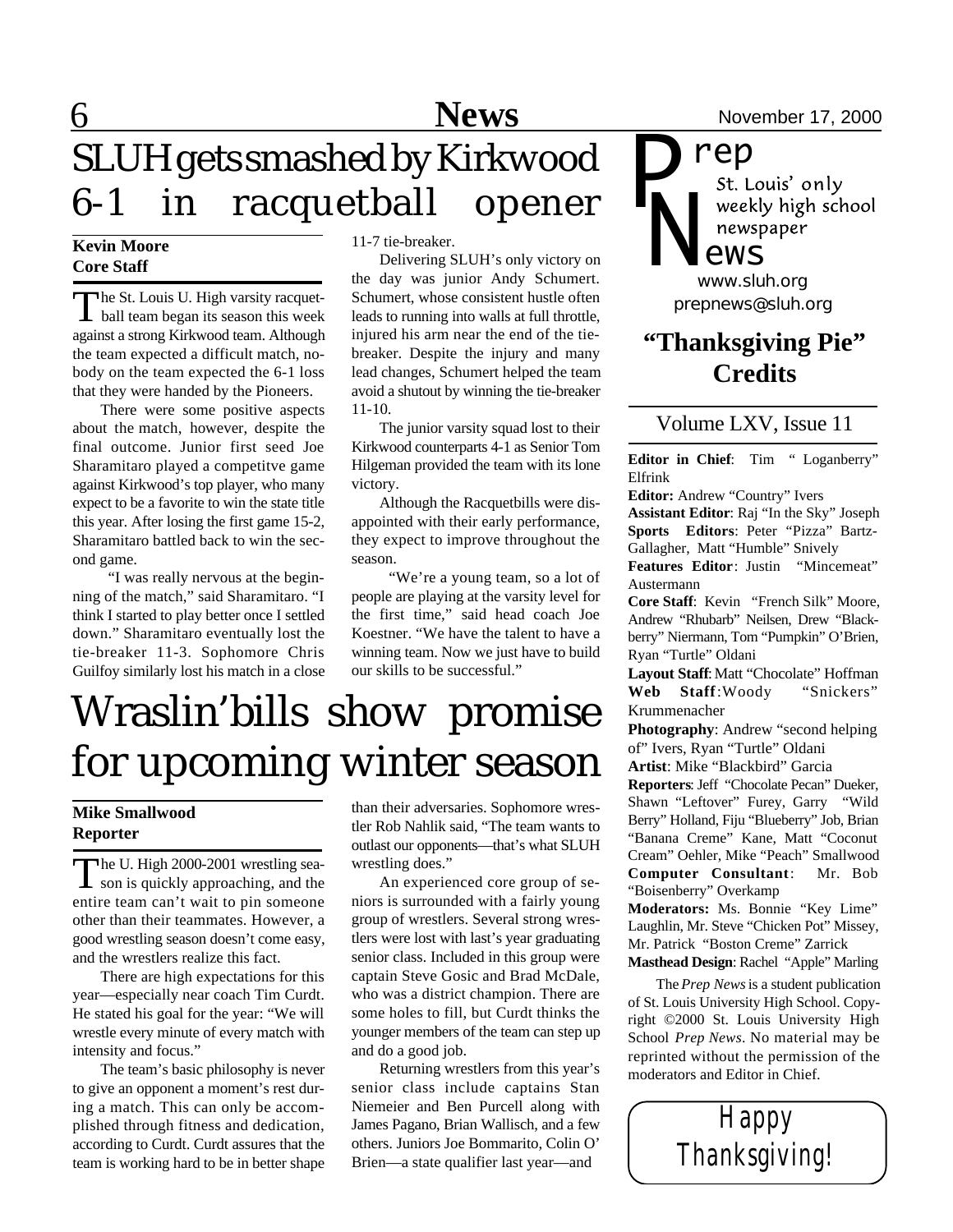# SLUH gets smashed by Kirkwood 6-1 in racquetball opener

**Kevin Moore**
**Core Staff**

The St. Louis U. High varsity racquetball team began its season this week against a strong Kirkwood team. Although the team expected a difficult match, nobody on the team expected the 6-1 loss that they were handed by the Pioneers.

There were some positive aspects about the match, however, despite the final outcome. Junior first seed Joe Sharamitaro played a competitve game against Kirkwood's top player, who many expect to be a favorite to win the state title this year. After losing the first game 15-2, Sharamitaro battled back to win the second game.

"I was really nervous at the beginning of the match," said Sharamitaro. "I think I started to play better once I settled down." Sharamitaro eventually lost the tie-breaker 11-3. Sophomore Chris Guilfoy similarly lost his match in a close 11-7 tie-breaker.

Delivering SLUH's only victory on the day was junior Andy Schumert. Schumert, whose consistent hustle often leads to running into walls at full throttle, injured his arm near the end of the tie-breaker. Despite the injury and many lead changes, Schumert helped the team avoid a shutout by winning the tie-breaker 11-10.

The junior varsity squad lost to their Kirkwood counterparts 4-1 as Senior Tom Hilgeman provided the team with its lone victory.

Although the Racquetbills were disappointed with their early performance, they expect to improve throughout the season.

"We're a young team, so a lot of people are playing at the varsity level for the first time," said head coach Joe Koestner. "We have the talent to have a winning team. Now we just have to build our skills to be successful."

# Wraslin'bills show promise for upcoming winter season

**Mike Smallwood**
**Reporter**

The U. High 2000-2001 wrestling season is quickly approaching, and the entire team can't wait to pin someone other than their teammates. However, a good wrestling season doesn't come easy, and the wrestlers realize this fact.

There are high expectations for this year—especially near coach Tim Curdt. He stated his goal for the year: "We will wrestle every minute of every match with intensity and focus."

The team's basic philosophy is never to give an opponent a moment's rest during a match. This can only be accomplished through fitness and dedication, according to Curdt. Curdt assures that the team is working hard to be in better shape than their adversaries. Sophomore wrestler Rob Nahlik said, "The team wants to outlast our opponents—that's what SLUH wrestling does."

An experienced core group of seniors is surrounded with a fairly young group of wrestlers. Several strong wrestlers were lost with last's year graduating senior class. Included in this group were captain Steve Gosic and Brad McDale, who was a district champion. There are some holes to fill, but Curdt thinks the younger members of the team can step up and do a good job.

Returning wrestlers from this year's senior class include captains Stan Niemeier and Ben Purcell along with James Pagano, Brian Wallisch, and a few others. Juniors Joe Bommarito, Colin O'Brien—a state qualifier last year—and

---

**Prep News**
St. Louis' only weekly high school newspaper
www.sluh.org
prepnews@sluh.org

## "Thanksgiving Pie" Credits

Volume LXV, Issue 11

**Editor in Chief**: Tim "Loganberry" Elfrink
**Editor:** Andrew "Country" Ivers
**Assistant Editor**: Raj "In the Sky" Joseph
**Sports Editors**: Peter "Pizza" Bartz-Gallagher, Matt "Humble" Snively
**Features Editor**: Justin "Mincemeat" Austermann
**Core Staff**: Kevin "French Silk" Moore, Andrew "Rhubarb" Neilsen, Drew "Blackberry" Niermann, Tom "Pumpkin" O'Brien, Ryan "Turtle" Oldani
**Layout Staff**: Matt "Chocolate" Hoffman
**Web Staff**: Woody "Snickers" Krummenacher
**Photography**: Andrew "second helping of" Ivers, Ryan "Turtle" Oldani
**Artist**: Mike "Blackbird" Garcia
**Reporters**: Jeff "Chocolate Pecan" Dueker, Shawn "Leftover" Furey, Garry "Wild Berry" Holland, Fiju "Blueberry" Job, Brian "Banana Creme" Kane, Matt "Coconut Cream" Oehler, Mike "Peach" Smallwood
**Computer Consultant**: Mr. Bob "Boisenberry" Overkamp
**Moderators:** Ms. Bonnie "Key Lime" Laughlin, Mr. Steve "Chicken Pot" Missey, Mr. Patrick "Boston Creme" Zarrick
**Masthead Design**: Rachel "Apple" Marling

The *Prep News* is a student publication of St. Louis University High School. Copyright ©2000 St. Louis University High School *Prep News*. No material may be reprinted without the permission of the moderators and Editor in Chief.

Happy Thanksgiving!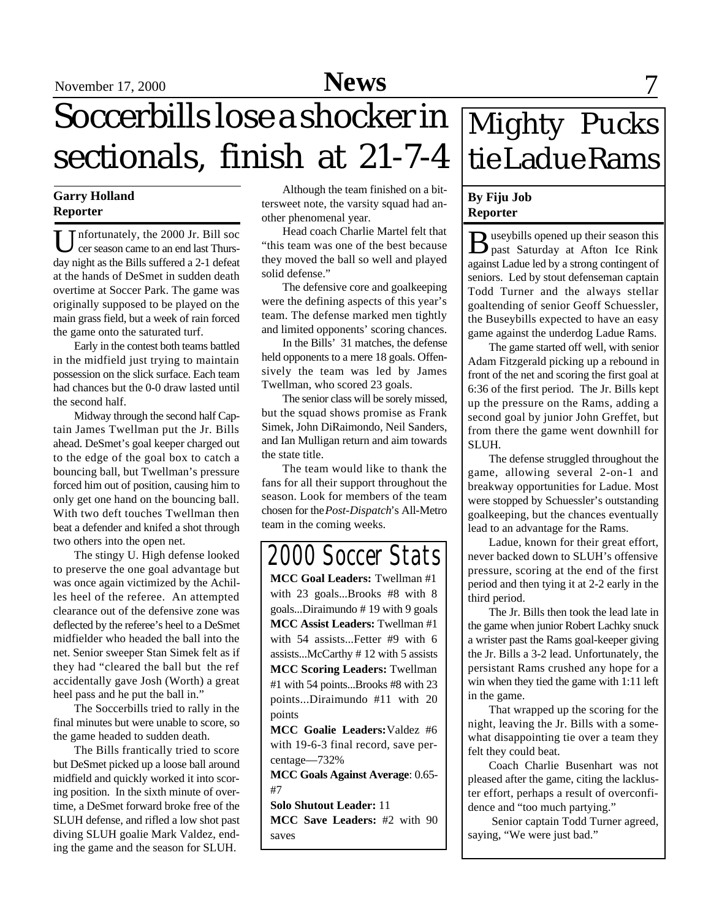# Soccerbills lose a shocker in sectionals, finish at 21-7-4

**Garry Holland**
**Reporter**

Unfortunately, the 2000 Jr. Bill soccer season came to an end last Thursday night as the Bills suffered a 2-1 defeat at the hands of DeSmet in sudden death overtime at Soccer Park. The game was originally supposed to be played on the main grass field, but a week of rain forced the game onto the saturated turf.

Early in the contest both teams battled in the midfield just trying to maintain possession on the slick surface. Each team had chances but the 0-0 draw lasted until the second half.

Midway through the second half Captain James Twellman put the Jr. Bills ahead. DeSmet's goal keeper charged out to the edge of the goal box to catch a bouncing ball, but Twellman's pressure forced him out of position, causing him to only get one hand on the bouncing ball. With two deft touches Twellman then beat a defender and knifed a shot through two others into the open net.

The stingy U. High defense looked to preserve the one goal advantage but was once again victimized by the Achilles heel of the referee. An attempted clearance out of the defensive zone was deflected by the referee's heel to a DeSmet midfielder who headed the ball into the net. Senior sweeper Stan Simek felt as if they had "cleared the ball but the ref accidentally gave Josh (Worth) a great heel pass and he put the ball in."

The Soccerbills tried to rally in the final minutes but were unable to score, so the game headed to sudden death.

The Bills frantically tried to score but DeSmet picked up a loose ball around midfield and quickly worked it into scoring position. In the sixth minute of overtime, a DeSmet forward broke free of the SLUH defense, and rifled a low shot past diving SLUH goalie Mark Valdez, ending the game and the season for SLUH.

Although the team finished on a bittersweet note, the varsity squad had another phenomenal year.

Head coach Charlie Martel felt that "this team was one of the best because they moved the ball so well and played solid defense."

The defensive core and goalkeeping were the defining aspects of this year's team. The defense marked men tightly and limited opponents' scoring chances.

In the Bills' 31 matches, the defense held opponents to a mere 18 goals. Offensively the team was led by James Twellman, who scored 23 goals.

The senior class will be sorely missed, but the squad shows promise as Frank Simek, John DiRaimondo, Neil Sanders, and Ian Mulligan return and aim towards the state title.

The team would like to thank the fans for all their support throughout the season. Look for members of the team chosen for the *Post-Dispatch*'s All-Metro team in the coming weeks.

## 2000 Soccer Stats

**MCC Goal Leaders:** Twellman #1 with 23 goals...Brooks #8 with 8 goals...Diraimundo # 19 with 9 goals

**MCC Assist Leaders:** Twellman #1 with 54 assists...Fetter #9 with 6 assists...McCarthy # 12 with 5 assists

**MCC Scoring Leaders:** Twellman #1 with 54 points...Brooks #8 with 23 points...Diraimundo #11 with 20 points

**MCC Goalie Leaders:** Valdez #6 with 19-6-3 final record, save percentage—732%

**MCC Goals Against Average**: 0.65- #7

**Solo Shutout Leader:** 11

**MCC Save Leaders:** #2 with 90 saves

# Mighty Pucks tie Ladue Rams

**By Fiju Job**
**Reporter**

Buseybills opened up their season this past Saturday at Afton Ice Rink against Ladue led by a strong contingent of seniors. Led by stout defenseman captain Todd Turner and the always stellar goaltending of senior Geoff Schuessler, the Buseybills expected to have an easy game against the underdog Ladue Rams.

The game started off well, with senior Adam Fitzgerald picking up a rebound in front of the net and scoring the first goal at 6:36 of the first period. The Jr. Bills kept up the pressure on the Rams, adding a second goal by junior John Greffet, but from there the game went downhill for SLUH.

The defense struggled throughout the game, allowing several 2-on-1 and breakaway opportunities for Ladue. Most were stopped by Schuessler's outstanding goalkeeping, but the chances eventually lead to an advantage for the Rams.

Ladue, known for their great effort, never backed down to SLUH's offensive pressure, scoring at the end of the first period and then tying it at 2-2 early in the third period.

The Jr. Bills then took the lead late in the game when junior Robert Lachky snuck a wrister past the Rams goal-keeper giving the Jr. Bills a 3-2 lead. Unfortunately, the persistant Rams crushed any hope for a win when they tied the game with 1:11 left in the game.

That wrapped up the scoring for the night, leaving the Jr. Bills with a somewhat disappointing tie over a team they felt they could beat.

Coach Charlie Busenhart was not pleased after the game, citing the lackluster effort, perhaps a result of overconfidence and "too much partying."

Senior captain Todd Turner agreed, saying, "We were just bad."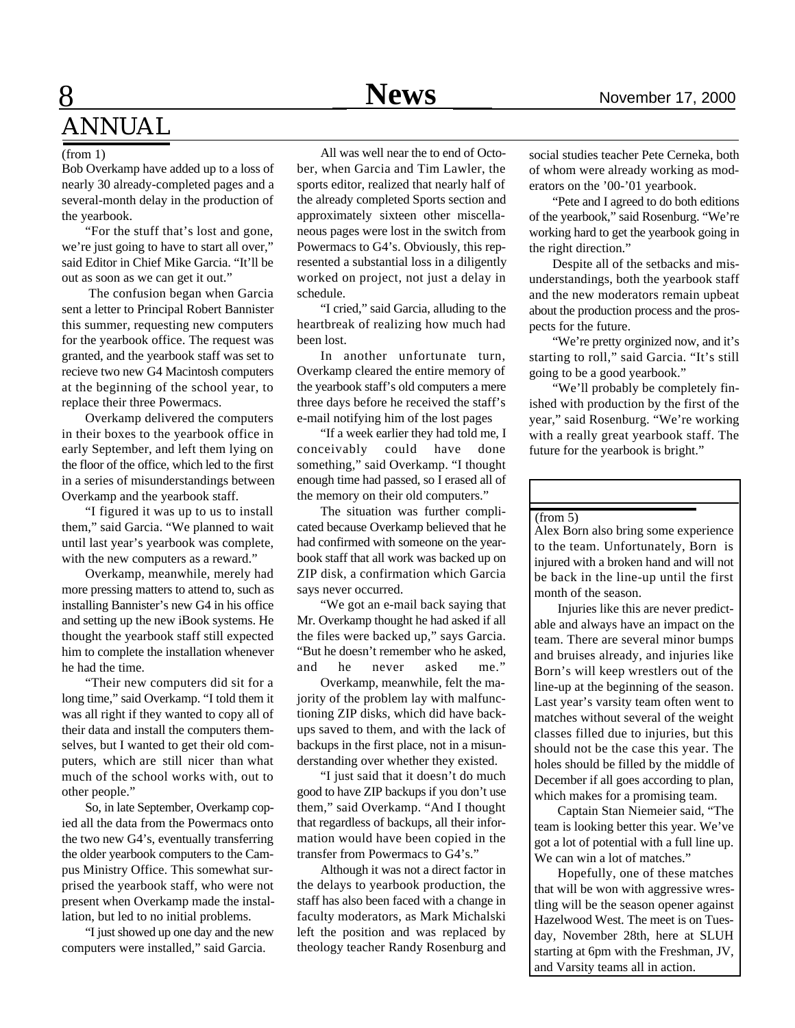## ANNUAL

(from 1)

Bob Overkamp have added up to a loss of nearly 30 already-completed pages and a several-month delay in the production of the yearbook.

"For the stuff that's lost and gone, we're just going to have to start all over," said Editor in Chief Mike Garcia. "It'll be out as soon as we can get it out."

The confusion began when Garcia sent a letter to Principal Robert Bannister this summer, requesting new computers for the yearbook office. The request was granted, and the yearbook staff was set to recieve two new G4 Macintosh computers at the beginning of the school year, to replace their three Powermacs.

Overkamp delivered the computers in their boxes to the yearbook office in early September, and left them lying on the floor of the office, which led to the first in a series of misunderstandings between Overkamp and the yearbook staff.

"I figured it was up to us to install them," said Garcia. "We planned to wait until last year's yearbook was complete, with the new computers as a reward."

Overkamp, meanwhile, merely had more pressing matters to attend to, such as installing Bannister's new G4 in his office and setting up the new iBook systems. He thought the yearbook staff still expected him to complete the installation whenever he had the time.

"Their new computers did sit for a long time," said Overkamp. "I told them it was all right if they wanted to copy all of their data and install the computers themselves, but I wanted to get their old computers, which are still nicer than what much of the school works with, out to other people."

So, in late September, Overkamp copied all the data from the Powermacs onto the two new G4's, eventually transferring the older yearbook computers to the Campus Ministry Office. This somewhat surprised the yearbook staff, who were not present when Overkamp made the installation, but led to no initial problems.

"I just showed up one day and the new computers were installed," said Garcia.

All was well near the to end of October, when Garcia and Tim Lawler, the sports editor, realized that nearly half of the already completed Sports section and approximately sixteen other miscellaneous pages were lost in the switch from Powermacs to G4's. Obviously, this represented a substantial loss in a diligently worked on project, not just a delay in schedule.

"I cried," said Garcia, alluding to the heartbreak of realizing how much had been lost.

In another unfortunate turn, Overkamp cleared the entire memory of the yearbook staff's old computers a mere three days before he received the staff's e-mail notifying him of the lost pages

"If a week earlier they had told me, I conceivably could have done something," said Overkamp. "I thought enough time had passed, so I erased all of the memory on their old computers."

The situation was further complicated because Overkamp believed that he had confirmed with someone on the yearbook staff that all work was backed up on ZIP disk, a confirmation which Garcia says never occurred.

"We got an e-mail back saying that Mr. Overkamp thought he had asked if all the files were backed up," says Garcia. "But he doesn't remember who he asked, and he never asked me."

Overkamp, meanwhile, felt the majority of the problem lay with malfunctioning ZIP disks, which did have backups saved to them, and with the lack of backups in the first place, not in a misunderstanding over whether they existed.

"I just said that it doesn't do much good to have ZIP backups if you don't use them," said Overkamp. "And I thought that regardless of backups, all their information would have been copied in the transfer from Powermacs to G4's."

Although it was not a direct factor in the delays to yearbook production, the staff has also been faced with a change in faculty moderators, as Mark Michalski left the position and was replaced by theology teacher Randy Rosenburg and social studies teacher Pete Cerneka, both of whom were already working as moderators on the '00-'01 yearbook.

"Pete and I agreed to do both editions of the yearbook," said Rosenburg. "We're working hard to get the yearbook going in the right direction."

Despite all of the setbacks and misunderstandings, both the yearbook staff and the new moderators remain upbeat about the production process and the prospects for the future.

"We're pretty orginized now, and it's starting to roll," said Garcia. "It's still going to be a good yearbook."

"We'll probably be completely finished with production by the first of the year," said Rosenburg. "We're working with a really great yearbook staff. The future for the yearbook is bright."

---

(from 5)

Alex Born also bring some experience to the team. Unfortunately, Born is injured with a broken hand and will not be back in the line-up until the first month of the season.

Injuries like this are never predictable and always have an impact on the team. There are several minor bumps and bruises already, and injuries like Born's will keep wrestlers out of the line-up at the beginning of the season. Last year's varsity team often went to matches without several of the weight classes filled due to injuries, but this should not be the case this year. The holes should be filled by the middle of December if all goes according to plan, which makes for a promising team.

Captain Stan Niemeier said, "The team is looking better this year. We've got a lot of potential with a full line up. We can win a lot of matches."

Hopefully, one of these matches that will be won with aggressive wrestling will be the season opener against Hazelwood West. The meet is on Tuesday, November 28th, here at SLUH starting at 6pm with the Freshman, JV, and Varsity teams all in action.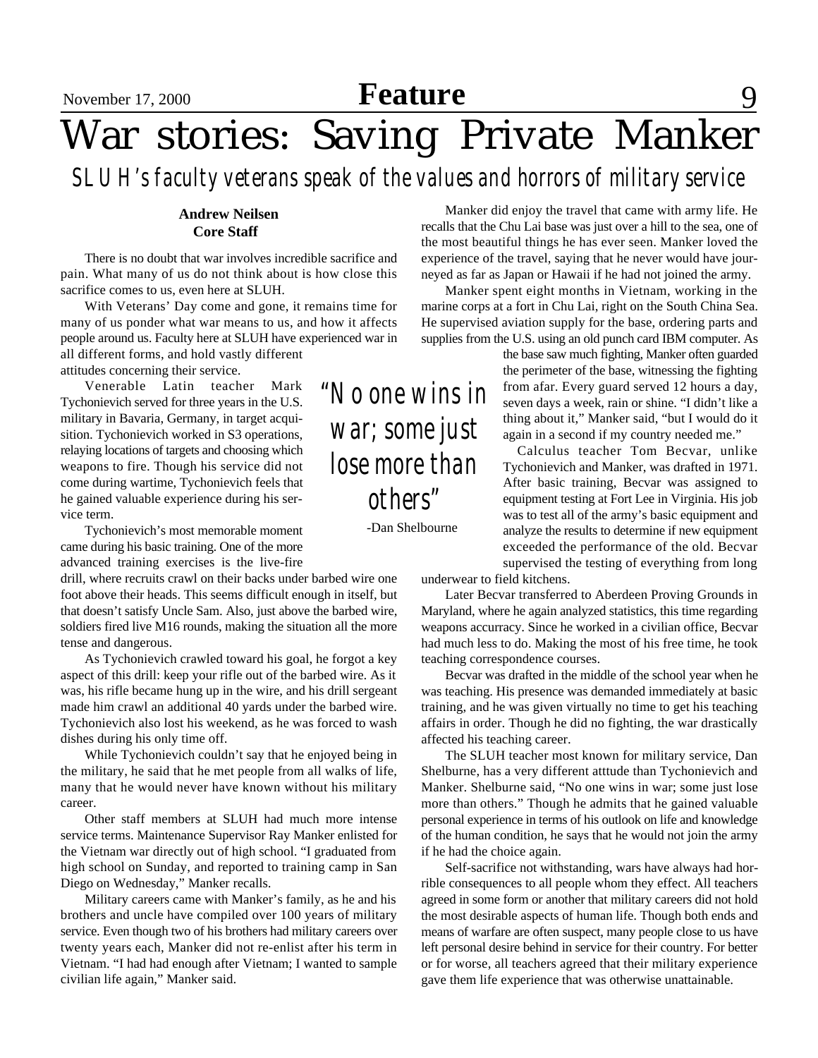# War stories: Saving Private Manker

## *SLUH's faculty veterans speak of the values and horrors of military service*

**Andrew Neilsen**
**Core Staff**

There is no doubt that war involves incredible sacrifice and pain. What many of us do not think about is how close this sacrifice comes to us, even here at SLUH.

With Veterans' Day come and gone, it remains time for many of us ponder what war means to us, and how it affects people around us. Faculty here at SLUH have experienced war in all different forms, and hold vastly different attitudes concerning their service.

Venerable Latin teacher Mark Tychonievich served for three years in the U.S. military in Bavaria, Germany, in target acquisition. Tychonievich worked in S3 operations, relaying locations of targets and choosing which weapons to fire. Though his service did not come during wartime, Tychonievich feels that he gained valuable experience during his service term.

Tychonievich's most memorable moment came during his basic training. One of the more advanced training exercises is the live-fire drill, where recruits crawl on their backs under barbed wire one foot above their heads. This seems difficult enough in itself, but that doesn't satisfy Uncle Sam. Also, just above the barbed wire, soldiers fired live M16 rounds, making the situation all the more tense and dangerous.

As Tychonievich crawled toward his goal, he forgot a key aspect of this drill: keep your rifle out of the barbed wire. As it was, his rifle became hung up in the wire, and his drill sergeant made him crawl an additional 40 yards under the barbed wire. Tychonievich also lost his weekend, as he was forced to wash dishes during his only time off.

While Tychonievich couldn't say that he enjoyed being in the military, he said that he met people from all walks of life, many that he would never have known without his military career.

Other staff members at SLUH had much more intense service terms. Maintenance Supervisor Ray Manker enlisted for the Vietnam war directly out of high school. "I graduated from high school on Sunday, and reported to training camp in San Diego on Wednesday," Manker recalls.

Military careers came with Manker's family, as he and his brothers and uncle have compiled over 100 years of military service. Even though two of his brothers had military careers over twenty years each, Manker did not re-enlist after his term in Vietnam. "I had had enough after Vietnam; I wanted to sample civilian life again," Manker said.

> *"No one wins in war; some just lose more than others"*
>
> -Dan Shelbourne

Manker did enjoy the travel that came with army life. He recalls that the Chu Lai base was just over a hill to the sea, one of the most beautiful things he has ever seen. Manker loved the experience of the travel, saying that he never would have journeyed as far as Japan or Hawaii if he had not joined the army.

Manker spent eight months in Vietnam, working in the marine corps at a fort in Chu Lai, right on the South China Sea. He supervised aviation supply for the base, ordering parts and supplies from the U.S. using an old punch card IBM computer. As the base saw much fighting, Manker often guarded the perimeter of the base, witnessing the fighting from afar. Every guard served 12 hours a day, seven days a week, rain or shine. "I didn't like a thing about it," Manker said, "but I would do it again in a second if my country needed me."

Calculus teacher Tom Becvar, unlike Tychonievich and Manker, was drafted in 1971. After basic training, Becvar was assigned to equipment testing at Fort Lee in Virginia. His job was to test all of the army's basic equipment and analyze the results to determine if new equipment exceeded the performance of the old. Becvar supervised the testing of everything from long underwear to field kitchens.

Later Becvar transferred to Aberdeen Proving Grounds in Maryland, where he again analyzed statistics, this time regarding weapons accurracy. Since he worked in a civilian office, Becvar had much less to do. Making the most of his free time, he took teaching correspondence courses.

Becvar was drafted in the middle of the school year when he was teaching. His presence was demanded immediately at basic training, and he was given virtually no time to get his teaching affairs in order. Though he did no fighting, the war drastically affected his teaching career.

The SLUH teacher most known for military service, Dan Shelburne, has a very different atttude than Tychonievich and Manker. Shelburne said, "No one wins in war; some just lose more than others." Though he admits that he gained valuable personal experience in terms of his outlook on life and knowledge of the human condition, he says that he would not join the army if he had the choice again.

Self-sacrifice not withstanding, wars have always had horrible consequences to all people whom they effect. All teachers agreed in some form or another that military careers did not hold the most desirable aspects of human life. Though both ends and means of warfare are often suspect, many people close to us have left personal desire behind in service for their country. For better or for worse, all teachers agreed that their military experience gave them life experience that was otherwise unattainable.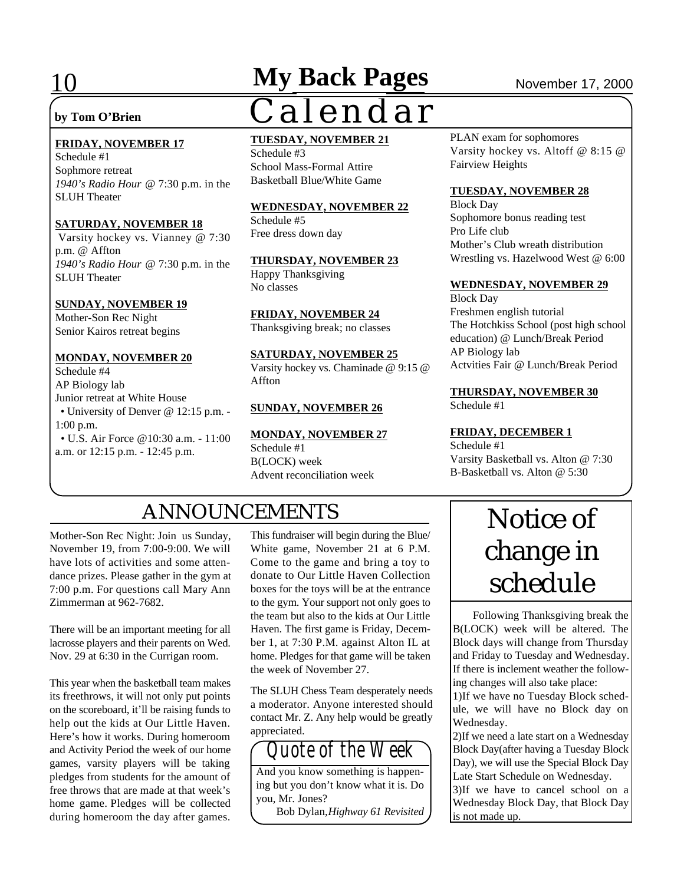# My Back Pages

## Calendar

by Tom O'Brien

**FRIDAY, NOVEMBER 17**
Schedule #1
Sophmore retreat
*1940's Radio Hour* @ 7:30 p.m. in the SLUH Theater

**SATURDAY, NOVEMBER 18**
Varsity hockey vs. Vianney @ 7:30 p.m. @ Affton
*1940's Radio Hour* @ 7:30 p.m. in the SLUH Theater

**SUNDAY, NOVEMBER 19**
Mother-Son Rec Night
Senior Kairos retreat begins

**MONDAY, NOVEMBER 20**
Schedule #4
AP Biology lab
Junior retreat at White House
• University of Denver @ 12:15 p.m. - 1:00 p.m.
• U.S. Air Force @10:30 a.m. - 11:00 a.m. or 12:15 p.m. - 12:45 p.m.

**TUESDAY, NOVEMBER 21**
Schedule #3
School Mass-Formal Attire
Basketball Blue/White Game

**WEDNESDAY, NOVEMBER 22**
Schedule #5
Free dress down day

**THURSDAY, NOVEMBER 23**
Happy Thanksgiving
No classes

**FRIDAY, NOVEMBER 24**
Thanksgiving break; no classes

**SATURDAY, NOVEMBER 25**
Varsity hockey vs. Chaminade @ 9:15 @ Affton

**SUNDAY, NOVEMBER 26**

**MONDAY, NOVEMBER 27**
Schedule #1
B(LOCK) week
Advent reconciliation week
PLAN exam for sophomores
Varsity hockey vs. Altoff @ 8:15 @ Fairview Heights

**TUESDAY, NOVEMBER 28**
Block Day
Sophomore bonus reading test
Pro Life club
Mother's Club wreath distribution
Wrestling vs. Hazelwood West @ 6:00

**WEDNESDAY, NOVEMBER 29**
Block Day
Freshmen english tutorial
The Hotchkiss School (post high school education) @ Lunch/Break Period
AP Biology lab
Actvities Fair @ Lunch/Break Period

**THURSDAY, NOVEMBER 30**
Schedule #1

**FRIDAY, DECEMBER 1**
Schedule #1
Varsity Basketball vs. Alton @ 7:30
B-Basketball vs. Alton @ 5:30

## ANNOUNCEMENTS

Mother-Son Rec Night: Join us Sunday, November 19, from 7:00-9:00. We will have lots of activities and some attendance prizes. Please gather in the gym at 7:00 p.m. For questions call Mary Ann Zimmerman at 962-7682.

There will be an important meeting for all lacrosse players and their parents on Wed. Nov. 29 at 6:30 in the Currigan room.

This year when the basketball team makes its freethrows, it will not only put points on the scoreboard, it'll be raising funds to help out the kids at Our Little Haven. Here's how it works. During homeroom and Activity Period the week of our home games, varsity players will be taking pledges from students for the amount of free throws that are made at that week's home game. Pledges will be collected during homeroom the day after games. This fundraiser will begin during the Blue/White game, November 21 at 6 P.M. Come to the game and bring a toy to donate to Our Little Haven Collection boxes for the toys will be at the entrance to the gym. Your support not only goes to the team but also to the kids at Our Little Haven. The first game is Friday, December 1, at 7:30 P.M. against Alton IL at home. Pledges for that game will be taken the week of November 27.

The SLUH Chess Team desperately needs a moderator. Anyone interested should contact Mr. Z. Any help would be greatly appreciated.

### Quote of the Week

And you know something is happening but you don't know what it is. Do you, Mr. Jones?

Bob Dylan, *Highway 61 Revisited*

## Notice of change in schedule

Following Thanksgiving break the B(LOCK) week will be altered. The Block days will change from Thursday and Friday to Tuesday and Wednesday. If there is inclement weather the following changes will also take place:

1)If we have no Tuesday Block schedule, we will have no Block day on Wednesday.

2)If we need a late start on a Wednesday Block Day(after having a Tuesday Block Day), we will use the Special Block Day Late Start Schedule on Wednesday.

3)If we have to cancel school on a Wednesday Block Day, that Block Day is not made up.